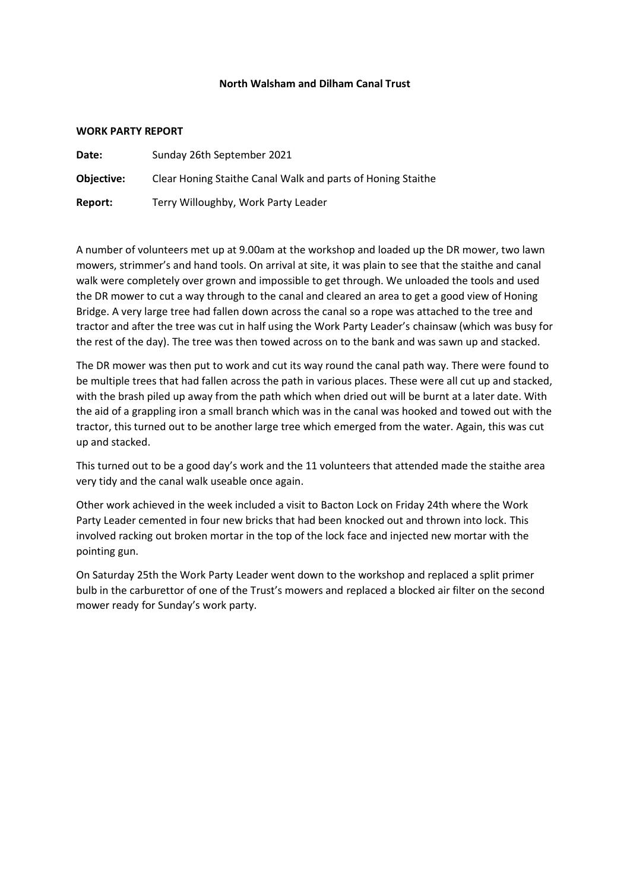**North Walsham and Dilham Canal Trust**

**WORK PARTY REPORT**

**Date:** Sunday 26th September 2021

**Objective:** Clear Honing Staithe Canal Walk and parts of Honing Staithe

**Report:** Terry Willoughby, Work Party Leader

A number of volunteers met up at 9.00am at the workshop and loaded up the DR mower, two lawn mowers, strimmer's and hand tools. On arrival at site, it was plain to see that the staithe and canal walk were completely over grown and impossible to get through. We unloaded the tools and used the DR mower to cut a way through to the canal and cleared an area to get a good view of Honing Bridge. A very large tree had fallen down across the canal so a rope was attached to the tree and tractor and after the tree was cut in half using the Work Party Leader's chainsaw (which was busy for the rest of the day). The tree was then towed across on to the bank and was sawn up and stacked.

The DR mower was then put to work and cut its way round the canal path way. There were found to be multiple trees that had fallen across the path in various places. These were all cut up and stacked, with the brash piled up away from the path which when dried out will be burnt at a later date. With the aid of a grappling iron a small branch which was in the canal was hooked and towed out with the tractor, this turned out to be another large tree which emerged from the water. Again, this was cut up and stacked.

This turned out to be a good day's work and the 11 volunteers that attended made the staithe area very tidy and the canal walk useable once again.

Other work achieved in the week included a visit to Bacton Lock on Friday 24th where the Work Party Leader cemented in four new bricks that had been knocked out and thrown into lock. This involved racking out broken mortar in the top of the lock face and injected new mortar with the pointing gun.

On Saturday 25th the Work Party Leader went down to the workshop and replaced a split primer bulb in the carburettor of one of the Trust's mowers and replaced a blocked air filter on the second mower ready for Sunday's work party.